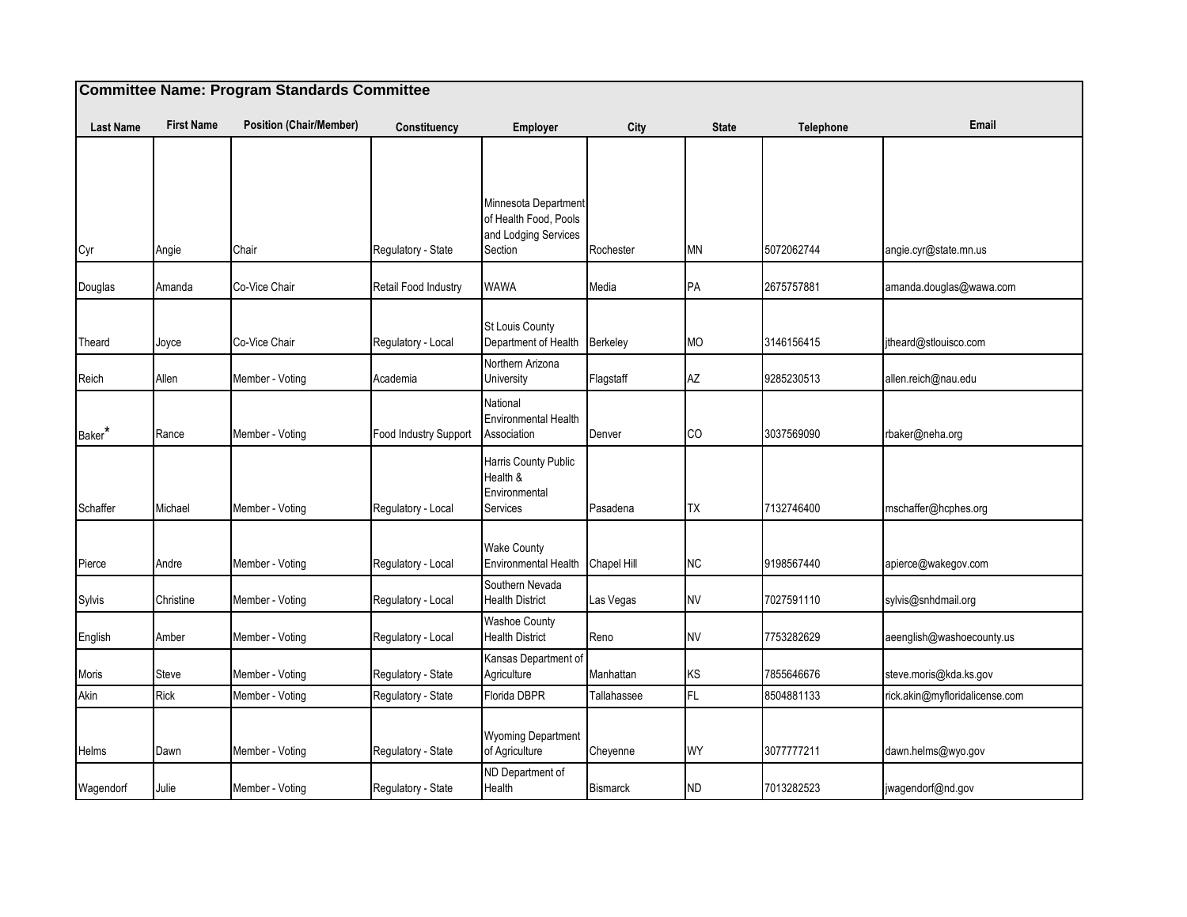**Committee Name: Program Standards Committee**

| Last Name | First Name | Position (Chair/Member) | Constituency | Employer | City | State | Telephone | Email |
|---|---|---|---|---|---|---|---|---|
| Cyr | Angie | Chair | Regulatory - State | Minnesota Department of Health Food, Pools and Lodging Services Section | Rochester | MN | 5072062744 | angie.cyr@state.mn.us |
| Douglas | Amanda | Co-Vice Chair | Retail Food Industry | WAWA | Media | PA | 2675757881 | amanda.douglas@wawa.com |
| Theard | Joyce | Co-Vice Chair | Regulatory - Local | St Louis County Department of Health | Berkeley | MO | 3146156415 | jtheard@stlouisco.com |
| Reich | Allen | Member - Voting | Academia | Northern Arizona University | Flagstaff | AZ | 9285230513 | allen.reich@nau.edu |
| Baker* | Rance | Member - Voting | Food Industry Support | National Environmental Health Association | Denver | CO | 3037569090 | rbaker@neha.org |
| Schaffer | Michael | Member - Voting | Regulatory - Local | Harris County Public Health & Environmental Services | Pasadena | TX | 7132746400 | mschaffer@hcphes.org |
| Pierce | Andre | Member - Voting | Regulatory - Local | Wake County Environmental Health | Chapel Hill | NC | 9198567440 | apierce@wakegov.com |
| Sylvis | Christine | Member - Voting | Regulatory - Local | Southern Nevada Health District | Las Vegas | NV | 7027591110 | sylvis@snhdmail.org |
| English | Amber | Member - Voting | Regulatory - Local | Washoe County Health District | Reno | NV | 7753282629 | aeenglish@washoecounty.us |
| Moris | Steve | Member - Voting | Regulatory - State | Kansas Department of Agriculture | Manhattan | KS | 7855646676 | steve.moris@kda.ks.gov |
| Akin | Rick | Member - Voting | Regulatory - State | Florida DBPR | Tallahassee | FL | 8504881133 | rick.akin@myfloridalicense.com |
| Helms | Dawn | Member - Voting | Regulatory - State | Wyoming Department of Agriculture | Cheyenne | WY | 3077777211 | dawn.helms@wyo.gov |
| Wagendorf | Julie | Member - Voting | Regulatory - State | ND Department of Health | Bismarck | ND | 7013282523 | jwagendorf@nd.gov |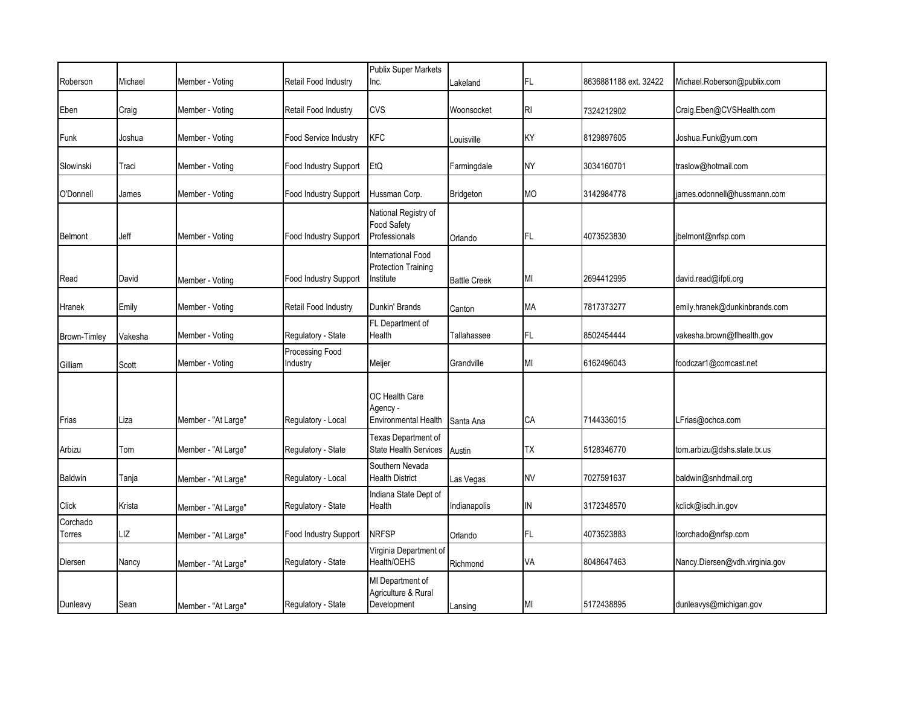| | | | | | | | | |
|---|---|---|---|---|---|---|---|---|
| Roberson | Michael | Member - Voting | Retail Food Industry | Publix Super Markets Inc. | Lakeland | FL | 8636881188 ext. 32422 | Michael.Roberson@publix.com |
| Eben | Craig | Member - Voting | Retail Food Industry | CVS | Woonsocket | RI | 7324212902 | Craig.Eben@CVSHealth.com |
| Funk | Joshua | Member - Voting | Food Service Industry | KFC | Louisville | KY | 8129897605 | Joshua.Funk@yum.com |
| Slowinski | Traci | Member - Voting | Food Industry Support | EtQ | Farmingdale | NY | 3034160701 | traslow@hotmail.com |
| O'Donnell | James | Member - Voting | Food Industry Support | Hussman Corp. | Bridgeton | MO | 3142984778 | james.odonnell@hussmann.com |
| Belmont | Jeff | Member - Voting | Food Industry Support | National Registry of Food Safety Professionals | Orlando | FL | 4073523830 | jbelmont@nrfsp.com |
| Read | David | Member - Voting | Food Industry Support | International Food Protection Training Institute | Battle Creek | MI | 2694412995 | david.read@ifpti.org |
| Hranek | Emily | Member - Voting | Retail Food Industry | Dunkin' Brands | Canton | MA | 7817373277 | emily.hranek@dunkinbrands.com |
| Brown-Timley | Vakesha | Member - Voting | Regulatory - State | FL Department of Health | Tallahassee | FL | 8502454444 | vakesha.brown@flhealth.gov |
| Gilliam | Scott | Member - Voting | Processing Food Industry | Meijer | Grandville | MI | 6162496043 | foodczar1@comcast.net |
| Frias | Liza | Member - "At Large" | Regulatory - Local | OC Health Care Agency - Environmental Health | Santa Ana | CA | 7144336015 | LFrias@ochca.com |
| Arbizu | Tom | Member - "At Large" | Regulatory - State | Texas Department of State Health Services | Austin | TX | 5128346770 | tom.arbizu@dshs.state.tx.us |
| Baldwin | Tanja | Member - "At Large" | Regulatory - Local | Southern Nevada Health District | Las Vegas | NV | 7027591637 | baldwin@snhdmail.org |
| Click | Krista | Member - "At Large" | Regulatory - State | Indiana State Dept of Health | Indianapolis | IN | 3172348570 | kclick@isdh.in.gov |
| Corchado Torres | LIZ | Member - "At Large" | Food Industry Support | NRFSP | Orlando | FL | 4073523883 | lcorchado@nrfsp.com |
| Diersen | Nancy | Member - "At Large" | Regulatory - State | Virginia Department of Health/OEHS | Richmond | VA | 8048647463 | Nancy.Diersen@vdh.virginia.gov |
| Dunleavy | Sean | Member - "At Large" | Regulatory - State | MI Department of Agriculture & Rural Development | Lansing | MI | 5172438895 | dunleavys@michigan.gov |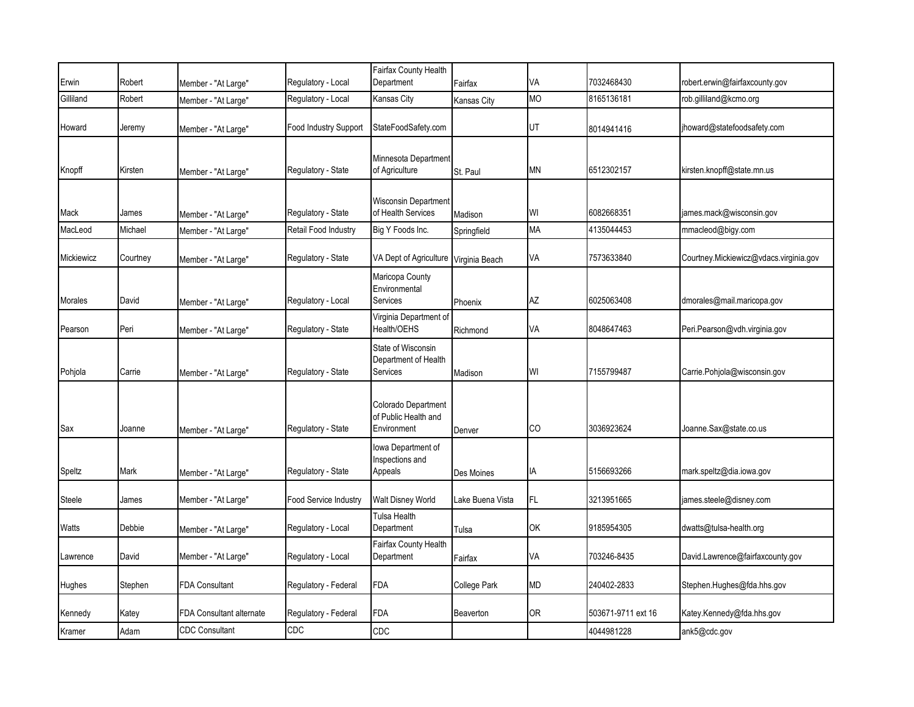| | | | | | | | | |
|---|---|---|---|---|---|---|---|---|
| Erwin | Robert | Member - "At Large" | Regulatory - Local | Fairfax County Health Department | Fairfax | VA | 7032468430 | robert.erwin@fairfaxcounty.gov |
| Gilliland | Robert | Member - "At Large" | Regulatory - Local | Kansas City | Kansas City | MO | 8165136181 | rob.gilliland@kcmo.org |
| Howard | Jeremy | Member - "At Large" | Food Industry Support | StateFoodSafety.com | | UT | 8014941416 | jhoward@statefoodsafety.com |
| Knopff | Kirsten | Member - "At Large" | Regulatory - State | Minnesota Department of Agriculture | St. Paul | MN | 6512302157 | kirsten.knopff@state.mn.us |
| Mack | James | Member - "At Large" | Regulatory - State | Wisconsin Department of Health Services | Madison | WI | 6082668351 | james.mack@wisconsin.gov |
| MacLeod | Michael | Member - "At Large" | Retail Food Industry | Big Y Foods Inc. | Springfield | MA | 4135044453 | mmacleod@bigy.com |
| Mickiewicz | Courtney | Member - "At Large" | Regulatory - State | VA Dept of Agriculture | Virginia Beach | VA | 7573633840 | Courtney.Mickiewicz@vdacs.virginia.gov |
| Morales | David | Member - "At Large" | Regulatory - Local | Maricopa County Environmental Services | Phoenix | AZ | 6025063408 | dmorales@mail.maricopa.gov |
| Pearson | Peri | Member - "At Large" | Regulatory - State | Virginia Department of Health/OEHS | Richmond | VA | 8048647463 | Peri.Pearson@vdh.virginia.gov |
| Pohjola | Carrie | Member - "At Large" | Regulatory - State | State of Wisconsin Department of Health Services | Madison | WI | 7155799487 | Carrie.Pohjola@wisconsin.gov |
| Sax | Joanne | Member - "At Large" | Regulatory - State | Colorado Department of Public Health and Environment | Denver | CO | 3036923624 | Joanne.Sax@state.co.us |
| Speltz | Mark | Member - "At Large" | Regulatory - State | Iowa Department of Inspections and Appeals | Des Moines | IA | 5156693266 | mark.speltz@dia.iowa.gov |
| Steele | James | Member - "At Large" | Food Service Industry | Walt Disney World | Lake Buena Vista | FL | 3213951665 | james.steele@disney.com |
| Watts | Debbie | Member - "At Large" | Regulatory - Local | Tulsa Health Department | Tulsa | OK | 9185954305 | dwatts@tulsa-health.org |
| Lawrence | David | Member - "At Large" | Regulatory - Local | Fairfax County Health Department | Fairfax | VA | 703246-8435 | David.Lawrence@fairfaxcounty.gov |
| Hughes | Stephen | FDA Consultant | Regulatory - Federal | FDA | College Park | MD | 240402-2833 | Stephen.Hughes@fda.hhs.gov |
| Kennedy | Katey | FDA Consultant alternate | Regulatory - Federal | FDA | Beaverton | OR | 503671-9711 ext 16 | Katey.Kennedy@fda.hhs.gov |
| Kramer | Adam | CDC Consultant | CDC | CDC | | | 4044981228 | ank5@cdc.gov |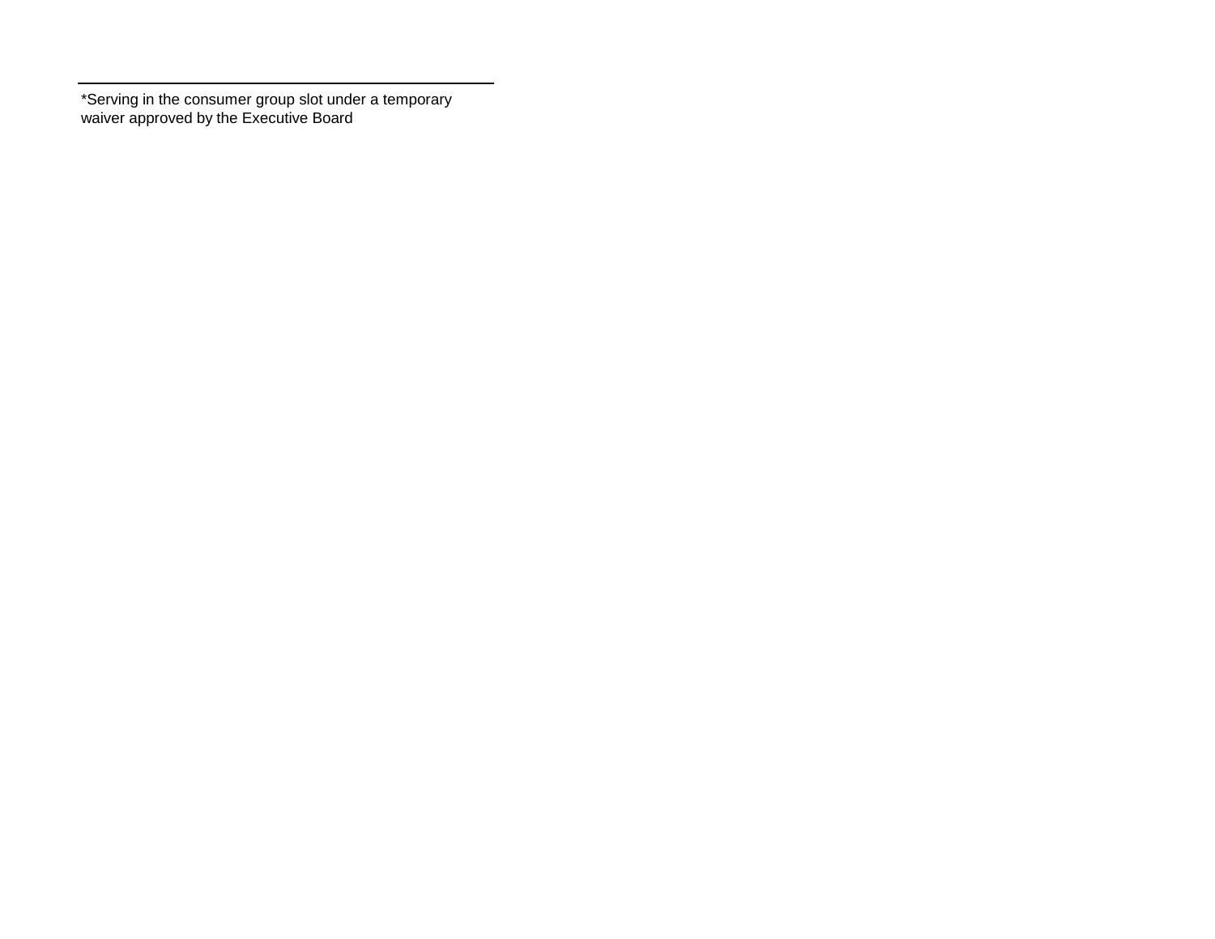---

*Serving in the consumer group slot under a temporary waiver approved by the Executive Board